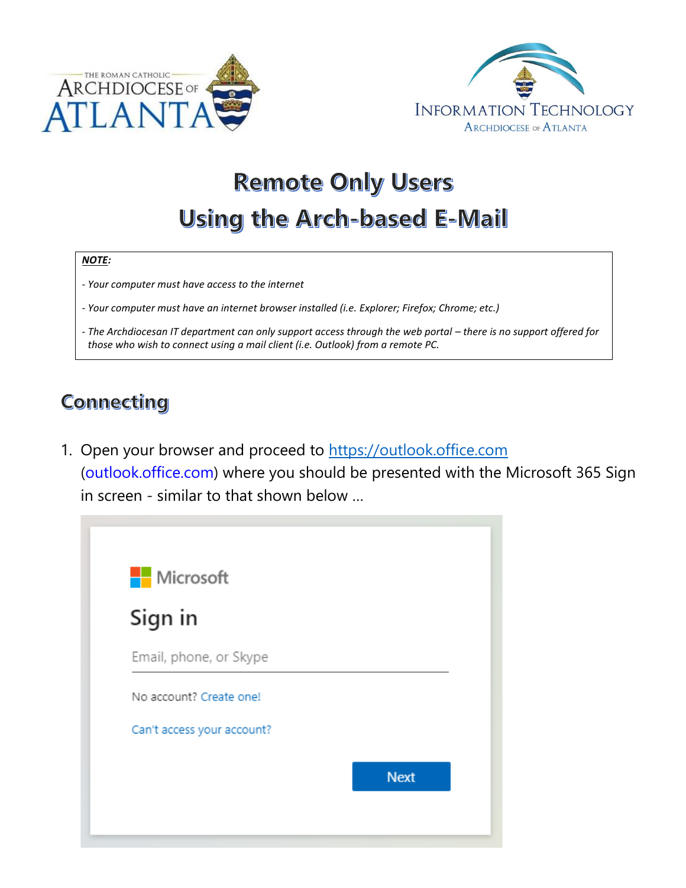# Remote Only Users

# Using the Arch-based E-Mail

***NOTE:***

*- Your computer must have access to the internet*

*- Your computer must have an internet browser installed (i.e. Explorer; Firefox; Chrome; etc.)*

*- The Archdiocesan IT department can only support access through the web portal – there is no support offered for those who wish to connect using a mail client (i.e. Outlook) from a remote PC.*

## Connecting

1. Open your browser and proceed to https://outlook.office.com (outlook.office.com) where you should be presented with the Microsoft 365 Sign in screen - similar to that shown below …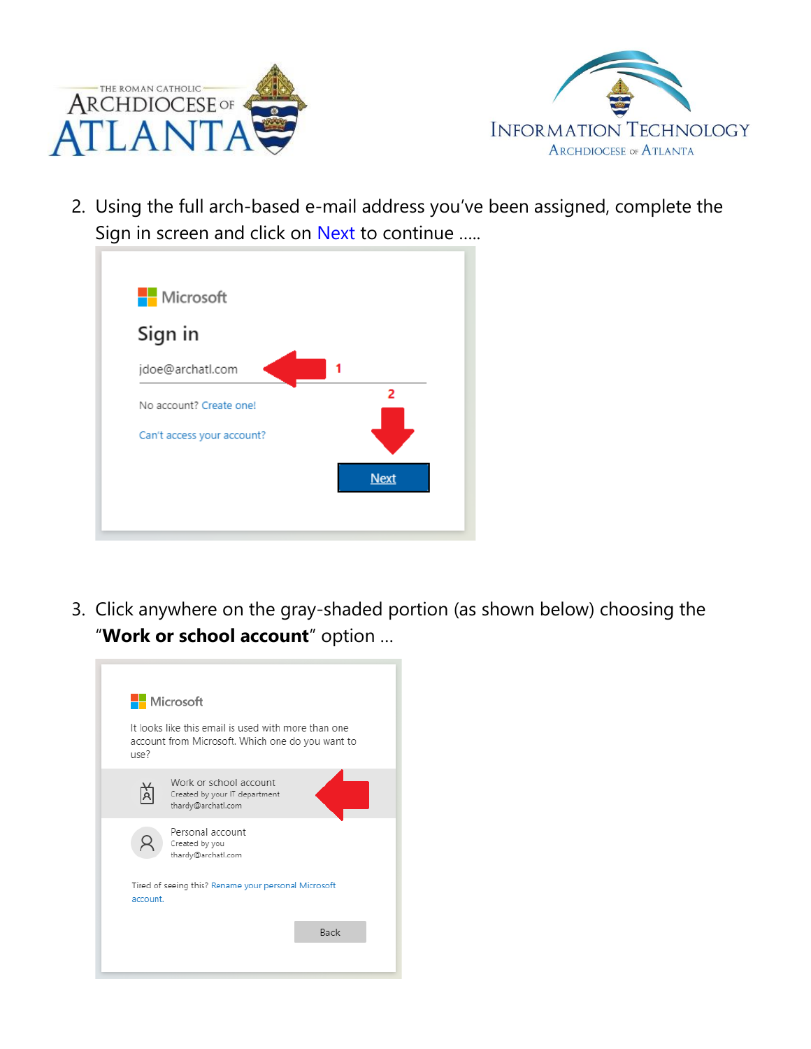2. Using the full arch-based e-mail address you've been assigned, complete the Sign in screen and click on Next to continue .....

3. Click anywhere on the gray-shaded portion (as shown below) choosing the "**Work or school account**" option ...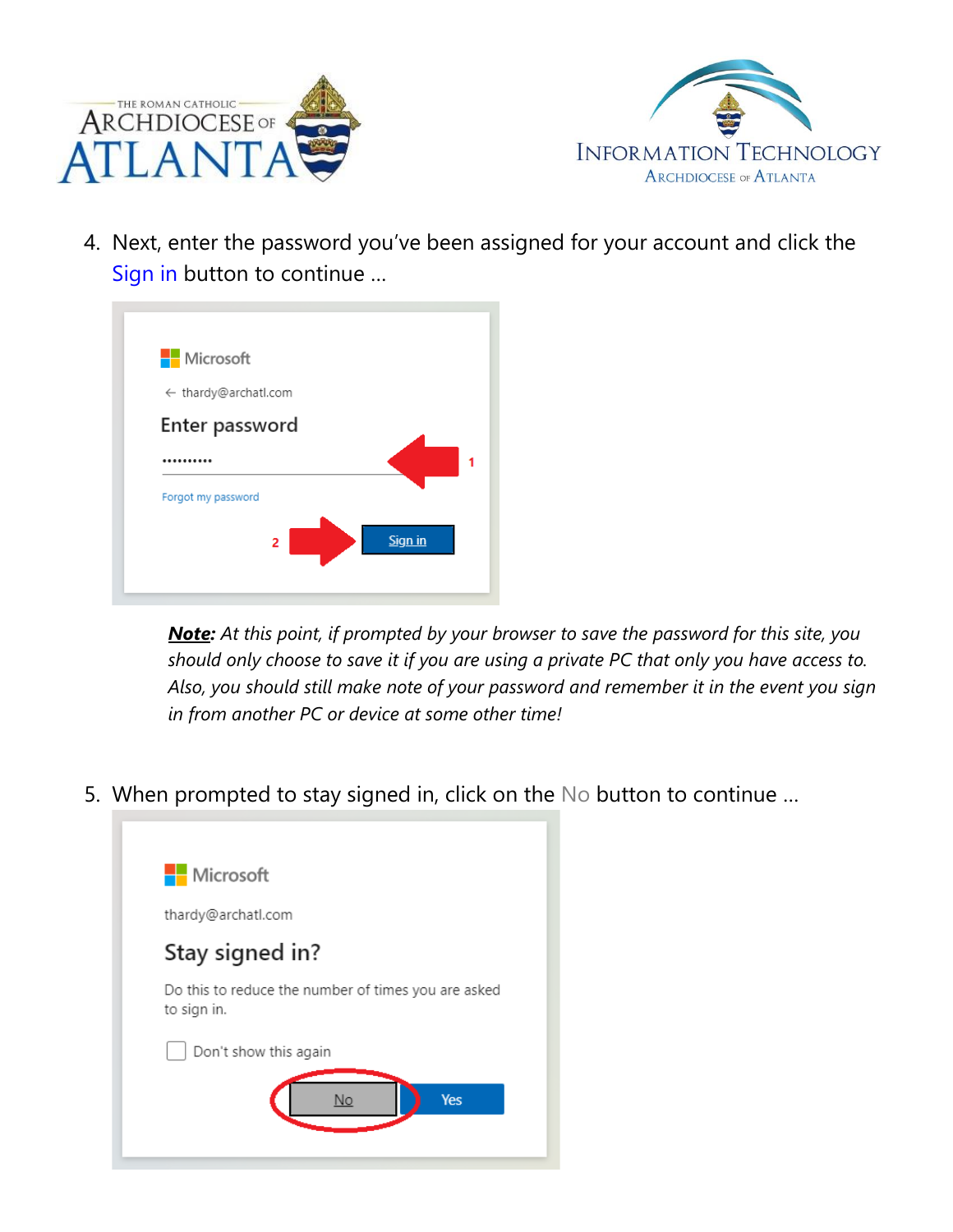4. Next, enter the password you've been assigned for your account and click the Sign in button to continue …

   ***Note:*** *At this point, if prompted by your browser to save the password for this site, you should only choose to save it if you are using a private PC that only you have access to. Also, you should still make note of your password and remember it in the event you sign in from another PC or device at some other time!*

5. When prompted to stay signed in, click on the No button to continue …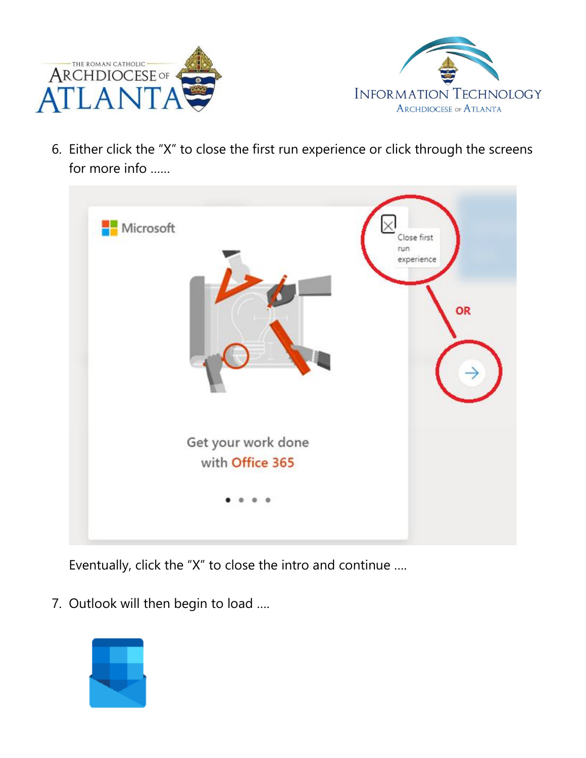6. Either click the "X" to close the first run experience or click through the screens for more info ......

   Eventually, click the "X" to close the intro and continue ....

7. Outlook will then begin to load ....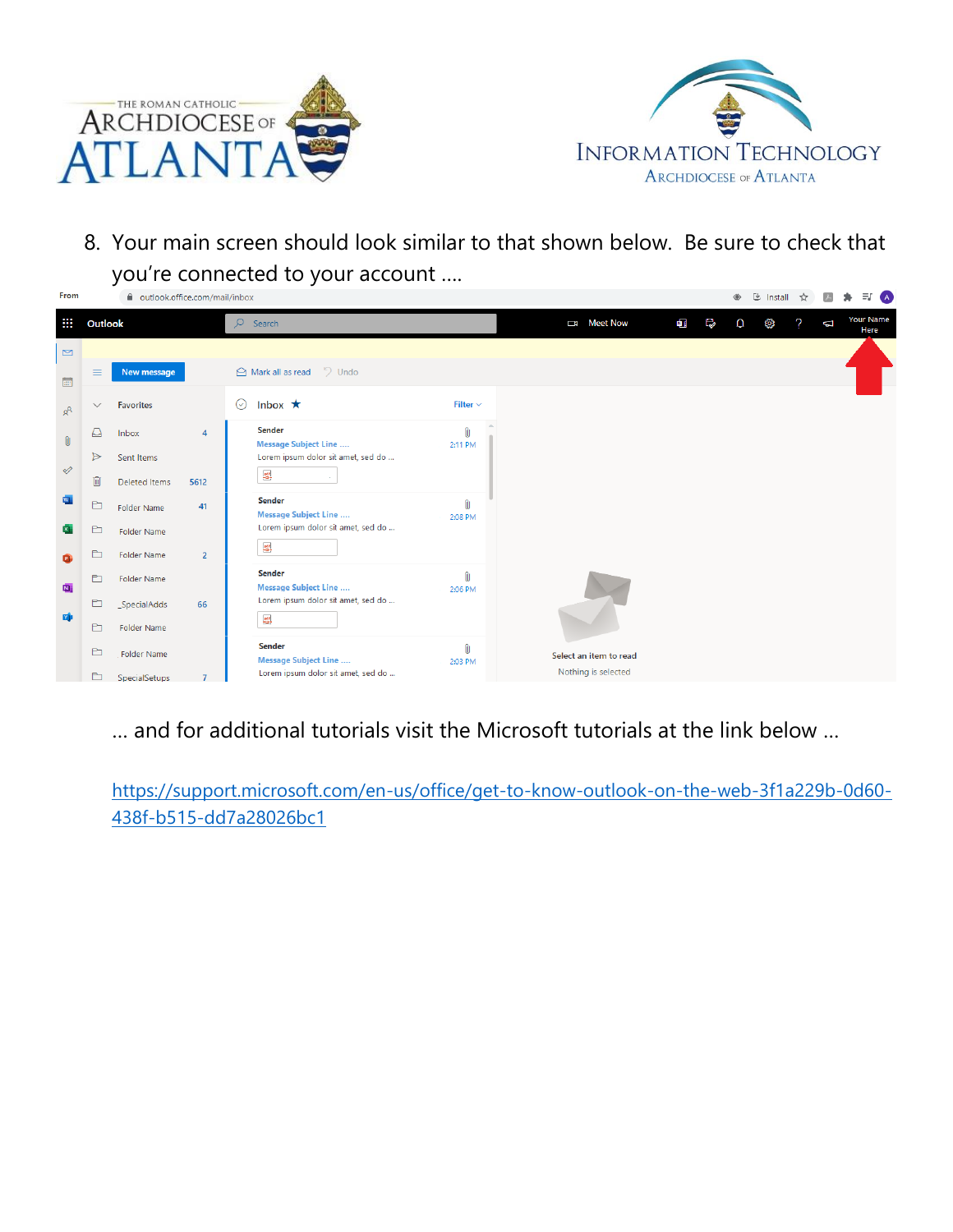8. Your main screen should look similar to that shown below. Be sure to check that you're connected to your account ....

... and for additional tutorials visit the Microsoft tutorials at the link below ...

https://support.microsoft.com/en-us/office/get-to-know-outlook-on-the-web-3f1a229b-0d60-438f-b515-dd7a28026bc1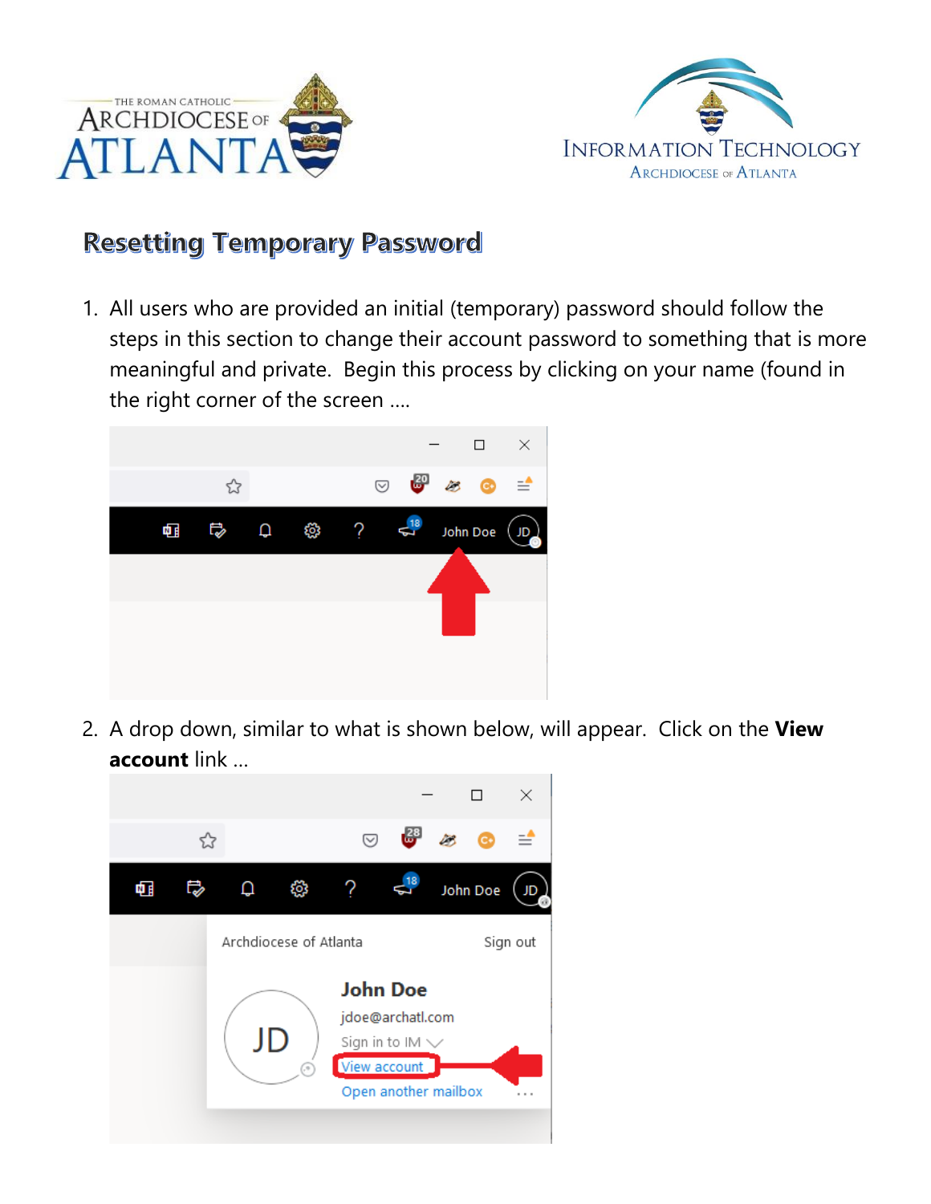## Resetting Temporary Password

1. All users who are provided an initial (temporary) password should follow the steps in this section to change their account password to something that is more meaningful and private. Begin this process by clicking on your name (found in the right corner of the screen ....

2. A drop down, similar to what is shown below, will appear. Click on the **View account** link ...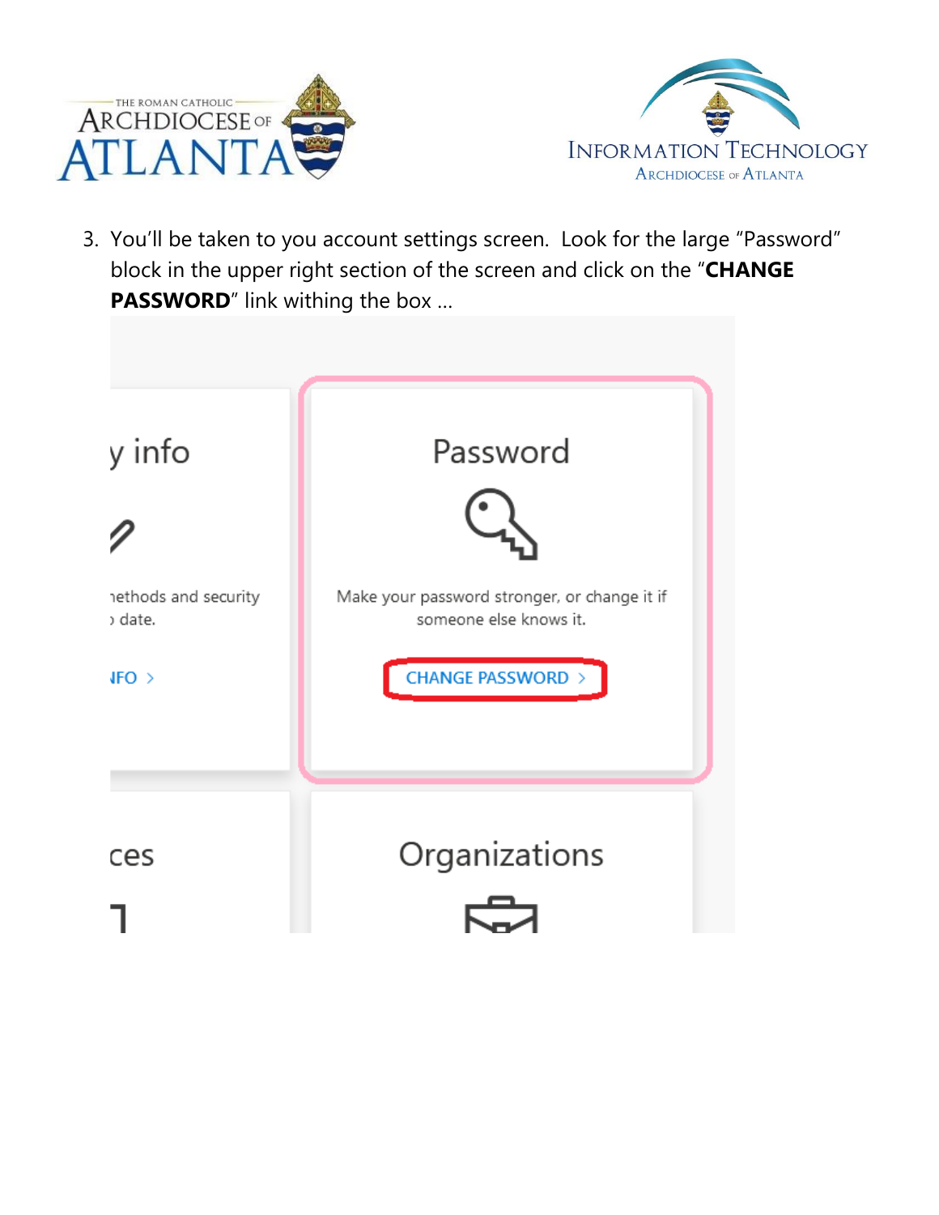3. You'll be taken to you account settings screen. Look for the large "Password" block in the upper right section of the screen and click on the "**CHANGE PASSWORD**" link withing the box …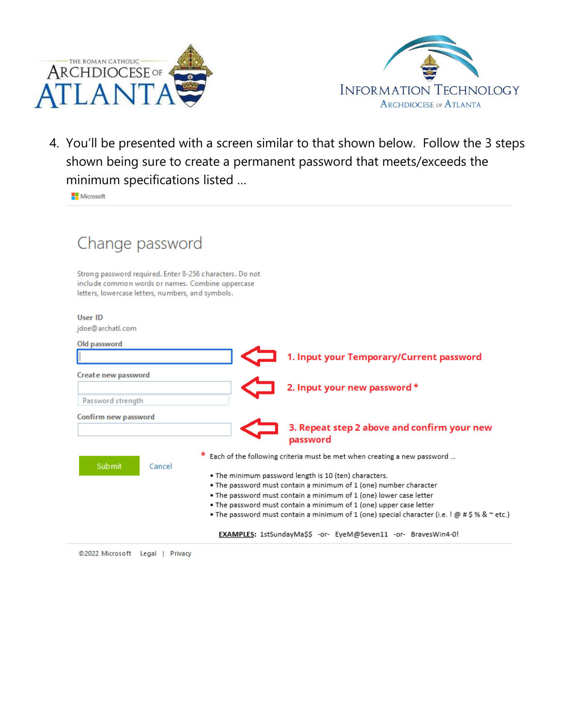4. You'll be presented with a screen similar to that shown below. Follow the 3 steps shown being sure to create a permanent password that meets/exceeds the minimum specifications listed ...

Microsoft

## Change password

Strong password required. Enter 8-256 characters. Do not include common words or names. Combine uppercase letters, lowercase letters, numbers, and symbols.

**User ID**
jdoe@archatl.com

**Old password**

**1. Input your Temporary/Current password**

**Create new password**

Password strength

**2. Input your new password ***

**Confirm new password**

**3. Repeat step 2 above and confirm your new password**

Submit    Cancel

* Each of the following criteria must be met when creating a new password ...

- The minimum password length is 10 (ten) characters.
- The password must contain a minimum of 1 (one) number character
- The password must contain a minimum of 1 (one) lower case letter
- The password must contain a minimum of 1 (one) upper case letter
- The password must contain a minimum of 1 (one) special character (i.e. ! @ # $ % & ~ etc.)

**EXAMPLES:** 1stSundayMa$$ -or- EyeM@Seven11 -or- BravesWin4-0!

©2022 Microsoft    Legal | Privacy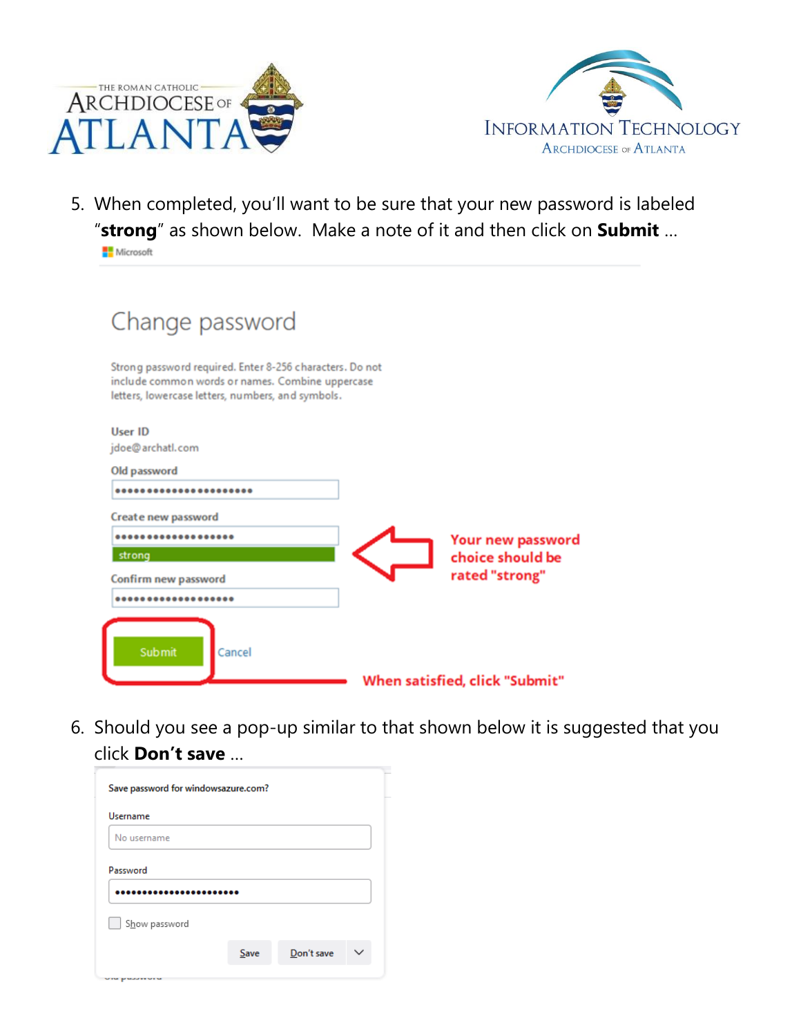5. When completed, you'll want to be sure that your new password is labeled "**strong**" as shown below. Make a note of it and then click on **Submit** …

Microsoft

Change password

Strong password required. Enter 8-256 characters. Do not include common words or names. Combine uppercase letters, lowercase letters, numbers, and symbols.

User ID

jdoe@archatl.com

Old password

Create new password

strong

Confirm new password

Submit Cancel

Your new password choice should be rated "strong"

When satisfied, click "Submit"

6. Should you see a pop-up similar to that shown below it is suggested that you click **Don't save** …

Save password for windowsazure.com?

Username

No username

Password

Show password

Save Don't save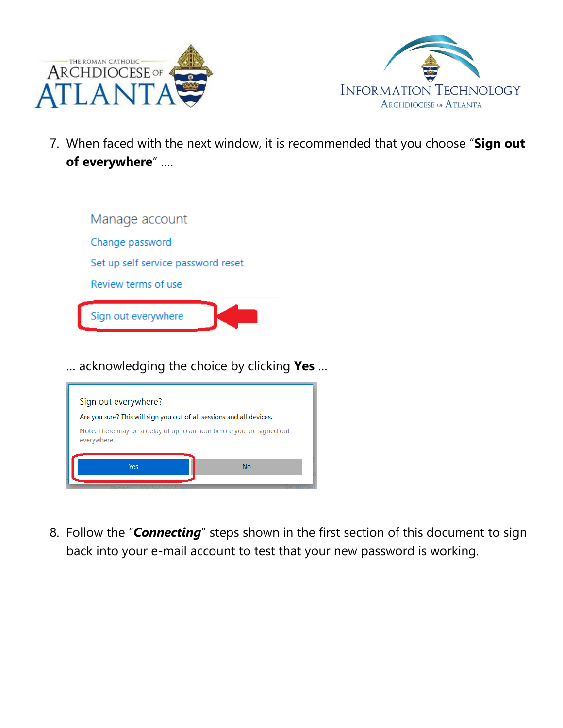7. When faced with the next window, it is recommended that you choose "**Sign out of everywhere**" ....

   Manage account

   Change password

   Set up self service password reset

   Review terms of use

   Sign out everywhere

   ... acknowledging the choice by clicking **Yes** ...

   Sign out everywhere?

   Are you sure? This will sign you out of all sessions and all devices.

   Note: There may be a delay of up to an hour before you are signed out everywhere.

   Yes   No

8. Follow the "***Connecting***" steps shown in the first section of this document to sign back into your e-mail account to test that your new password is working.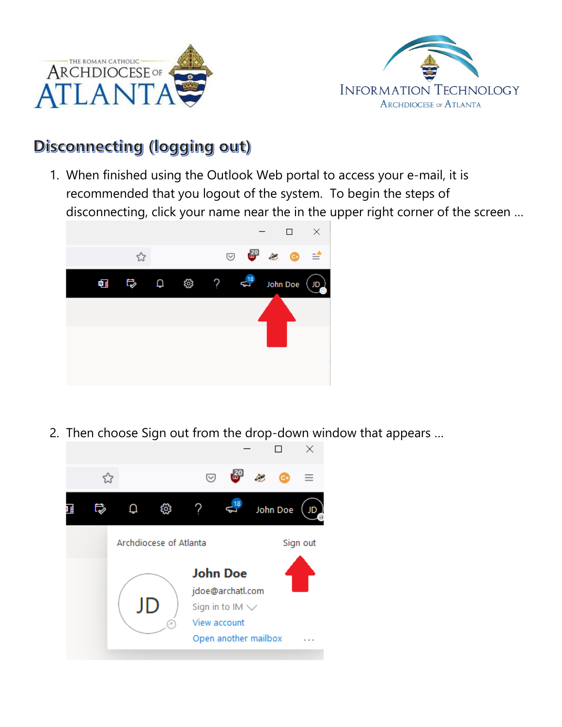## Disconnecting (logging out)

1. When finished using the Outlook Web portal to access your e-mail, it is recommended that you logout of the system. To begin the steps of disconnecting, click your name near the in the upper right corner of the screen …

2. Then choose Sign out from the drop-down window that appears …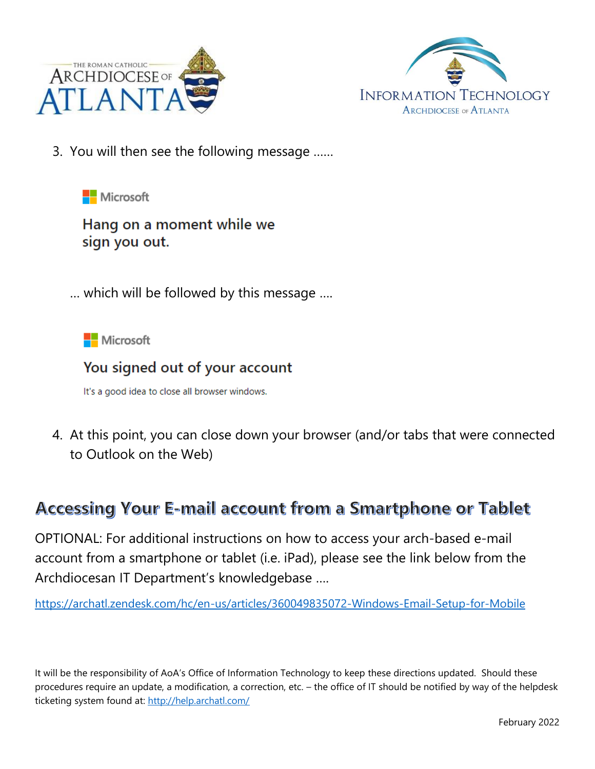3. You will then see the following message ……

Microsoft

Hang on a moment while we sign you out.

… which will be followed by this message ….

Microsoft

You signed out of your account

It's a good idea to close all browser windows.

4. At this point, you can close down your browser (and/or tabs that were connected to Outlook on the Web)

## Accessing Your E-mail account from a Smartphone or Tablet

OPTIONAL: For additional instructions on how to access your arch-based e-mail account from a smartphone or tablet (i.e. iPad), please see the link below from the Archdiocesan IT Department's knowledgebase ….

https://archatl.zendesk.com/hc/en-us/articles/360049835072-Windows-Email-Setup-for-Mobile

It will be the responsibility of AoA's Office of Information Technology to keep these directions updated. Should these procedures require an update, a modification, a correction, etc. – the office of IT should be notified by way of the helpdesk ticketing system found at: http://help.archatl.com/

February 2022